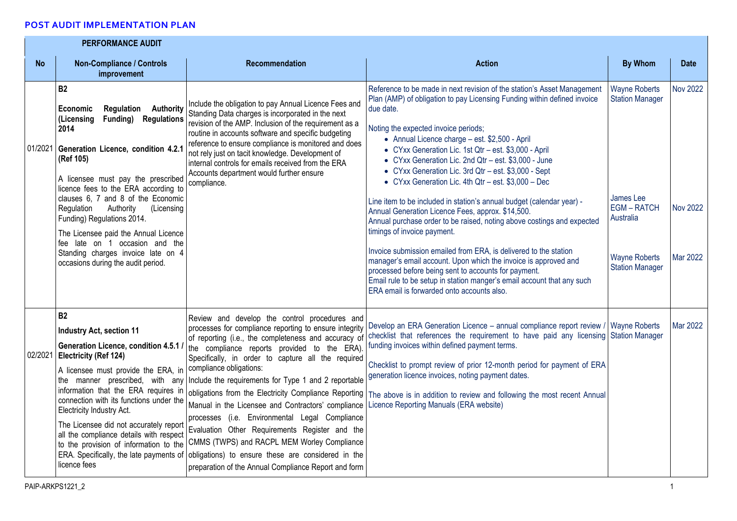## POST AUDIT IMPLEMENTATION PLAN

| PERFORMANCE AUDIT | | | | | |
|---|---|---|---|---|---|
| **No** | **Non-Compliance / Controls improvement** | **Recommendation** | **Action** | **By Whom** | **Date** |
| 01/2021 | **B2**<br><br>**Economic Regulation Authority (Licensing Funding) Regulations 2014**<br><br>**Generation Licence, condition 4.2.1 (Ref 105)**<br><br>A licensee must pay the prescribed licence fees to the ERA according to clauses 6, 7 and 8 of the Economic Regulation Authority (Licensing Funding) Regulations 2014.<br><br>The Licensee paid the Annual Licence fee late on 1 occasion and the Standing charges invoice late on 4 occasions during the audit period. | Include the obligation to pay Annual Licence Fees and Standing Data charges is incorporated in the next revision of the AMP. Inclusion of the requirement as a routine in accounts software and specific budgeting reference to ensure compliance is monitored and does not rely just on tacit knowledge. Development of internal controls for emails received from the ERA Accounts department would further ensure compliance. | Reference to be made in next revision of the station's Asset Management Plan (AMP) of obligation to pay Licensing Funding within defined invoice due date.<br><br>Noting the expected invoice periods;<br>• Annual Licence charge – est. $2,500 - April<br>• CYxx Generation Lic. 1st Qtr – est. $3,000 - April<br>• CYxx Generation Lic. 2nd Qtr – est. $3,000 - June<br>• CYxx Generation Lic. 3rd Qtr – est. $3,000 - Sept<br>• CYxx Generation Lic. 4th Qtr – est. $3,000 – Dec<br><br>Line item to be included in station's annual budget (calendar year) - Annual Generation Licence Fees, approx. $14,500.<br>Annual purchase order to be raised, noting above costings and expected timings of invoice payment.<br><br>Invoice submission emailed from ERA, is delivered to the station manager's email account. Upon which the invoice is approved and processed before being sent to accounts for payment.<br>Email rule to be setup in station manger's email account that any such ERA email is forwarded onto accounts also. | Wayne Roberts Station Manager<br><br>James Lee EGM – RATCH Australia<br><br>Wayne Roberts Station Manager | Nov 2022<br><br>Nov 2022<br><br>Mar 2022 |
| 02/2021 | **B2**<br><br>**Industry Act, section 11**<br><br>**Generation Licence, condition 4.5.1 / Electricity (Ref 124)**<br><br>A licensee must provide the ERA, in the manner prescribed, with any information that the ERA requires in connection with its functions under the Electricity Industry Act.<br><br>The Licensee did not accurately report all the compliance details with respect to the provision of information to the ERA. Specifically, the late payments of licence fees | Review and develop the control procedures and processes for compliance reporting to ensure integrity of reporting (i.e., the completeness and accuracy of the compliance reports provided to the ERA). Specifically, in order to capture all the required compliance obligations:<br>Include the requirements for Type 1 and 2 reportable obligations from the Electricity Compliance Reporting Manual in the Licensee and Contractors' compliance processes (i.e. Environmental Legal Compliance Evaluation Other Requirements Register and the CMMS (TWPS) and RACPL MEM Worley Compliance obligations) to ensure these are considered in the preparation of the Annual Compliance Report and form | Develop an ERA Generation Licence – annual compliance report review / checklist that references the requirement to have paid any licensing funding invoices within defined payment terms.<br><br>Checklist to prompt review of prior 12-month period for payment of ERA generation licence invoices, noting payment dates.<br><br>The above is in addition to review and following the most recent Annual Licence Reporting Manuals (ERA website) | Wayne Roberts Station Manager | Mar 2022 |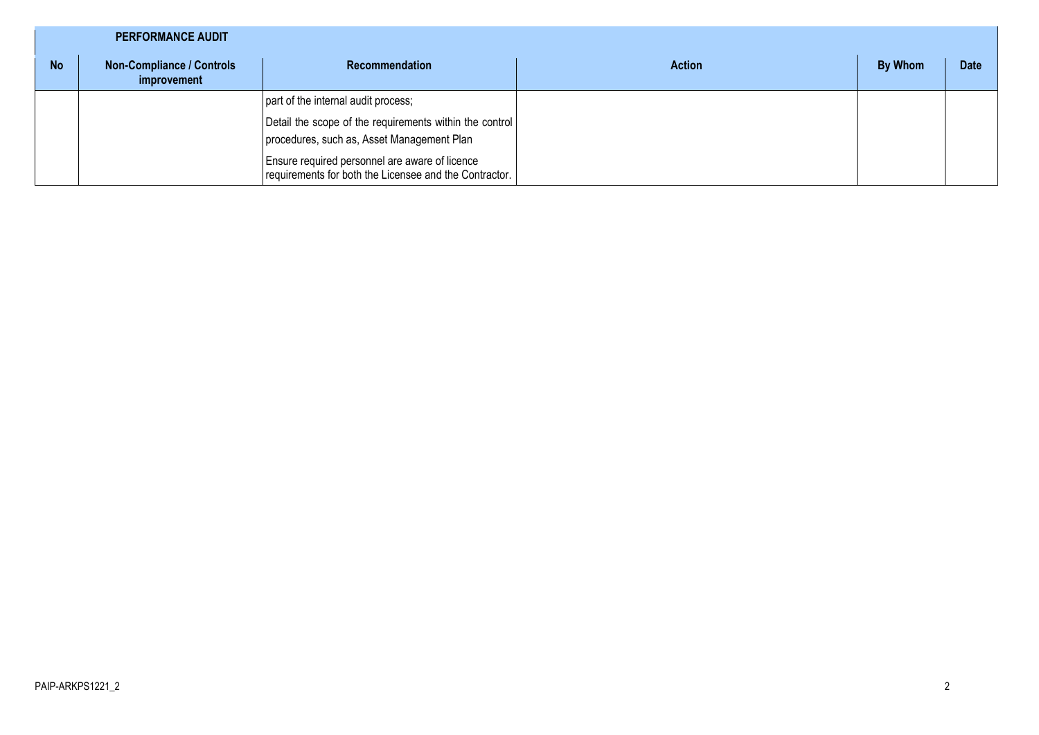| PERFORMANCE AUDIT | | | | | |
|---|---|---|---|---|---|
| **No** | **Non-Compliance / Controls improvement** | **Recommendation** | **Action** | **By Whom** | **Date** |
| | | part of the internal audit process;<br>Detail the scope of the requirements within the control procedures, such as, Asset Management Plan<br>Ensure required personnel are aware of licence requirements for both the Licensee and the Contractor. | | | |